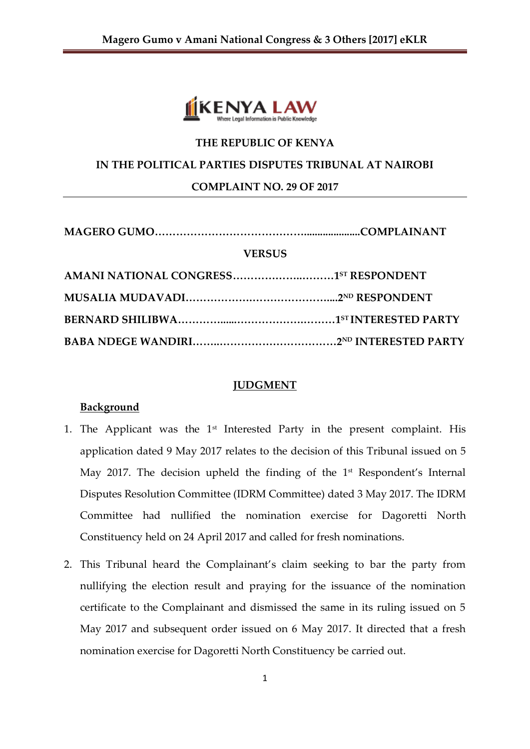**THE REPUBLIC OF KENYA**

**IN THE POLITICAL PARTIES DISPUTES TRIBUNAL AT NAIROBI**

**COMPLAINT NO. 29 OF 2017**

**MAGERO GUMO…………………………………......................COMPLAINANT**

**VERSUS**

**AMANI NATIONAL CONGRESS………………..………1ST RESPONDENT**

**MUSALIA MUDAVADI……………….……………………....2ND RESPONDENT**

**BERNARD SHILIBWA……………......………………….………1ST INTERESTED PARTY**

**BABA NDEGE WANDIRI……..………………………………2ND INTERESTED PARTY**

## JUDGMENT

### Background

1. The Applicant was the 1st Interested Party in the present complaint. His application dated 9 May 2017 relates to the decision of this Tribunal issued on 5 May 2017. The decision upheld the finding of the 1st Respondent's Internal Disputes Resolution Committee (IDRM Committee) dated 3 May 2017. The IDRM Committee had nullified the nomination exercise for Dagoretti North Constituency held on 24 April 2017 and called for fresh nominations.

2. This Tribunal heard the Complainant's claim seeking to bar the party from nullifying the election result and praying for the issuance of the nomination certificate to the Complainant and dismissed the same in its ruling issued on 5 May 2017 and subsequent order issued on 6 May 2017. It directed that a fresh nomination exercise for Dagoretti North Constituency be carried out.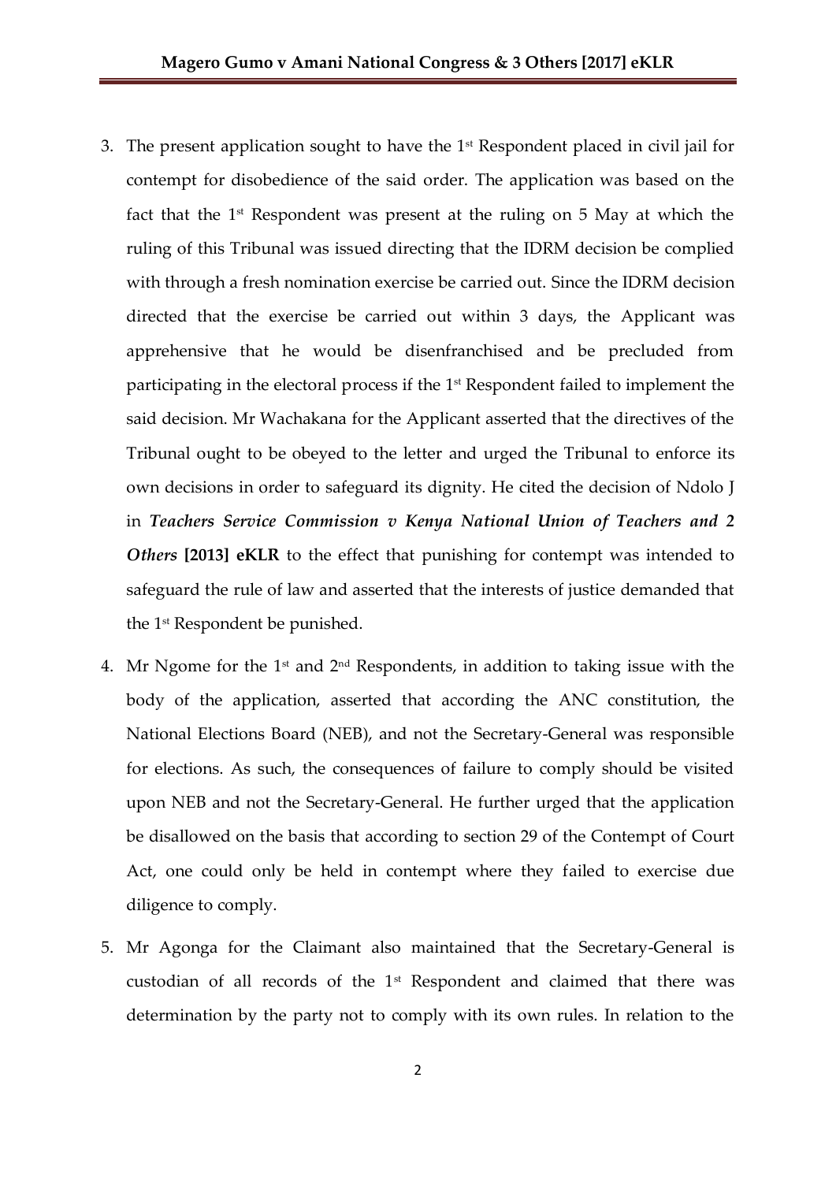3. The present application sought to have the 1st Respondent placed in civil jail for contempt for disobedience of the said order. The application was based on the fact that the 1st Respondent was present at the ruling on 5 May at which the ruling of this Tribunal was issued directing that the IDRM decision be complied with through a fresh nomination exercise be carried out. Since the IDRM decision directed that the exercise be carried out within 3 days, the Applicant was apprehensive that he would be disenfranchised and be precluded from participating in the electoral process if the 1st Respondent failed to implement the said decision. Mr Wachakana for the Applicant asserted that the directives of the Tribunal ought to be obeyed to the letter and urged the Tribunal to enforce its own decisions in order to safeguard its dignity. He cited the decision of Ndolo J in ***Teachers Service Commission v Kenya National Union of Teachers and 2 Others* [2013] eKLR** to the effect that punishing for contempt was intended to safeguard the rule of law and asserted that the interests of justice demanded that the 1st Respondent be punished.

4. Mr Ngome for the 1st and 2nd Respondents, in addition to taking issue with the body of the application, asserted that according the ANC constitution, the National Elections Board (NEB), and not the Secretary-General was responsible for elections. As such, the consequences of failure to comply should be visited upon NEB and not the Secretary-General. He further urged that the application be disallowed on the basis that according to section 29 of the Contempt of Court Act, one could only be held in contempt where they failed to exercise due diligence to comply.

5. Mr Agonga for the Claimant also maintained that the Secretary-General is custodian of all records of the 1st Respondent and claimed that there was determination by the party not to comply with its own rules. In relation to the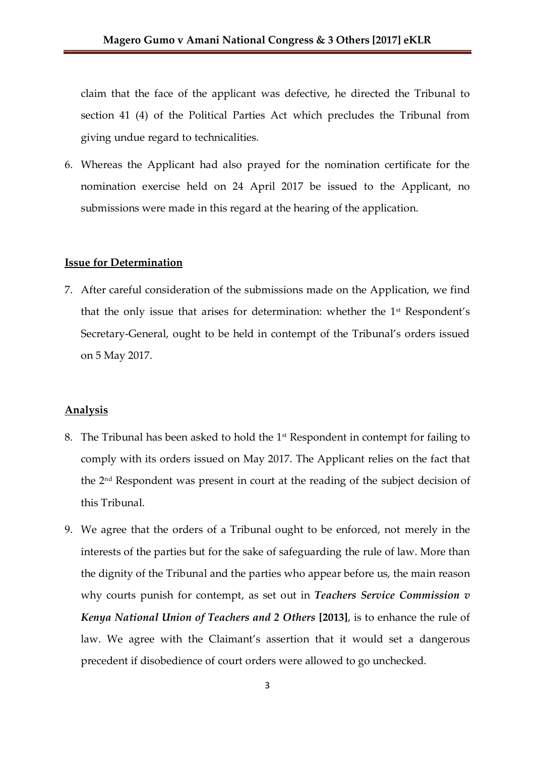claim that the face of the applicant was defective, he directed the Tribunal to section 41 (4) of the Political Parties Act which precludes the Tribunal from giving undue regard to technicalities.

6. Whereas the Applicant had also prayed for the nomination certificate for the nomination exercise held on 24 April 2017 be issued to the Applicant, no submissions were made in this regard at the hearing of the application.

**Issue for Determination**

7. After careful consideration of the submissions made on the Application, we find that the only issue that arises for determination: whether the 1st Respondent's Secretary-General, ought to be held in contempt of the Tribunal's orders issued on 5 May 2017.

**Analysis**

8. The Tribunal has been asked to hold the 1st Respondent in contempt for failing to comply with its orders issued on May 2017. The Applicant relies on the fact that the 2nd Respondent was present in court at the reading of the subject decision of this Tribunal.

9. We agree that the orders of a Tribunal ought to be enforced, not merely in the interests of the parties but for the sake of safeguarding the rule of law. More than the dignity of the Tribunal and the parties who appear before us, the main reason why courts punish for contempt, as set out in ***Teachers Service Commission v Kenya National Union of Teachers and 2 Others* [2013]**, is to enhance the rule of law. We agree with the Claimant's assertion that it would set a dangerous precedent if disobedience of court orders were allowed to go unchecked.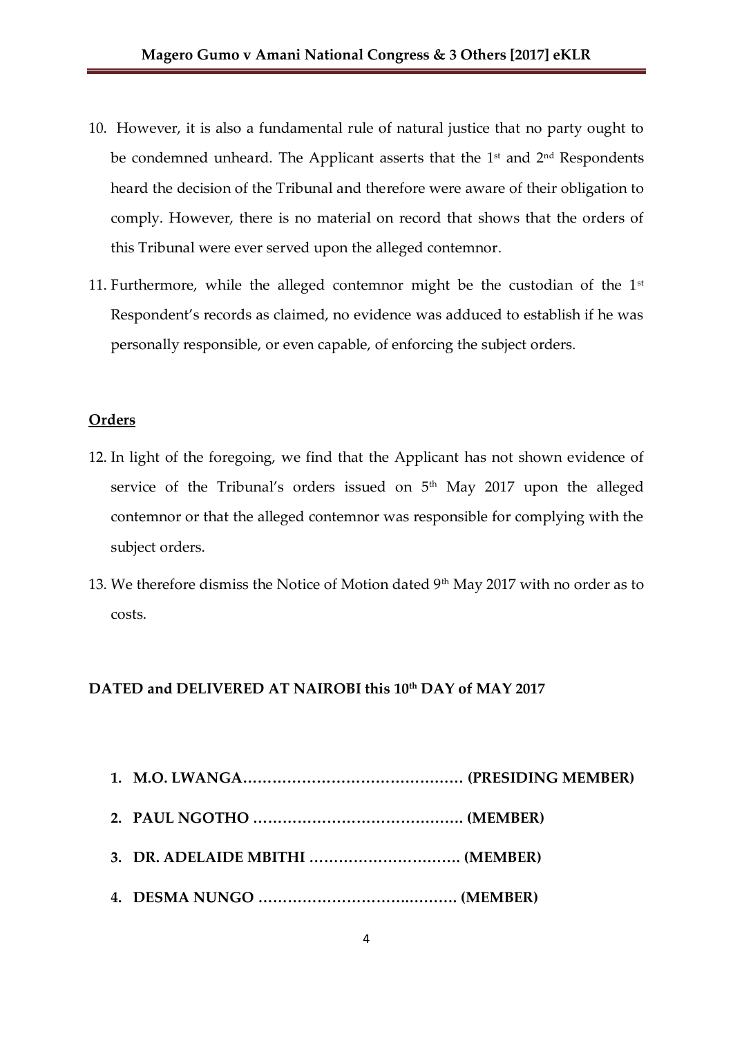10. However, it is also a fundamental rule of natural justice that no party ought to be condemned unheard. The Applicant asserts that the 1st and 2nd Respondents heard the decision of the Tribunal and therefore were aware of their obligation to comply. However, there is no material on record that shows that the orders of this Tribunal were ever served upon the alleged contemnor.

11. Furthermore, while the alleged contemnor might be the custodian of the 1st Respondent's records as claimed, no evidence was adduced to establish if he was personally responsible, or even capable, of enforcing the subject orders.

**Orders**

12. In light of the foregoing, we find that the Applicant has not shown evidence of service of the Tribunal's orders issued on 5th May 2017 upon the alleged contemnor or that the alleged contemnor was responsible for complying with the subject orders.

13. We therefore dismiss the Notice of Motion dated 9th May 2017 with no order as to costs.

**DATED and DELIVERED AT NAIROBI this 10th DAY of MAY 2017**

1. **M.O. LWANGA……………………………………… (PRESIDING MEMBER)**
2. **PAUL NGOTHO ……………………………………. (MEMBER)**
3. **DR. ADELAIDE MBITHI …………………………. (MEMBER)**
4. **DESMA NUNGO ………………………….………. (MEMBER)**